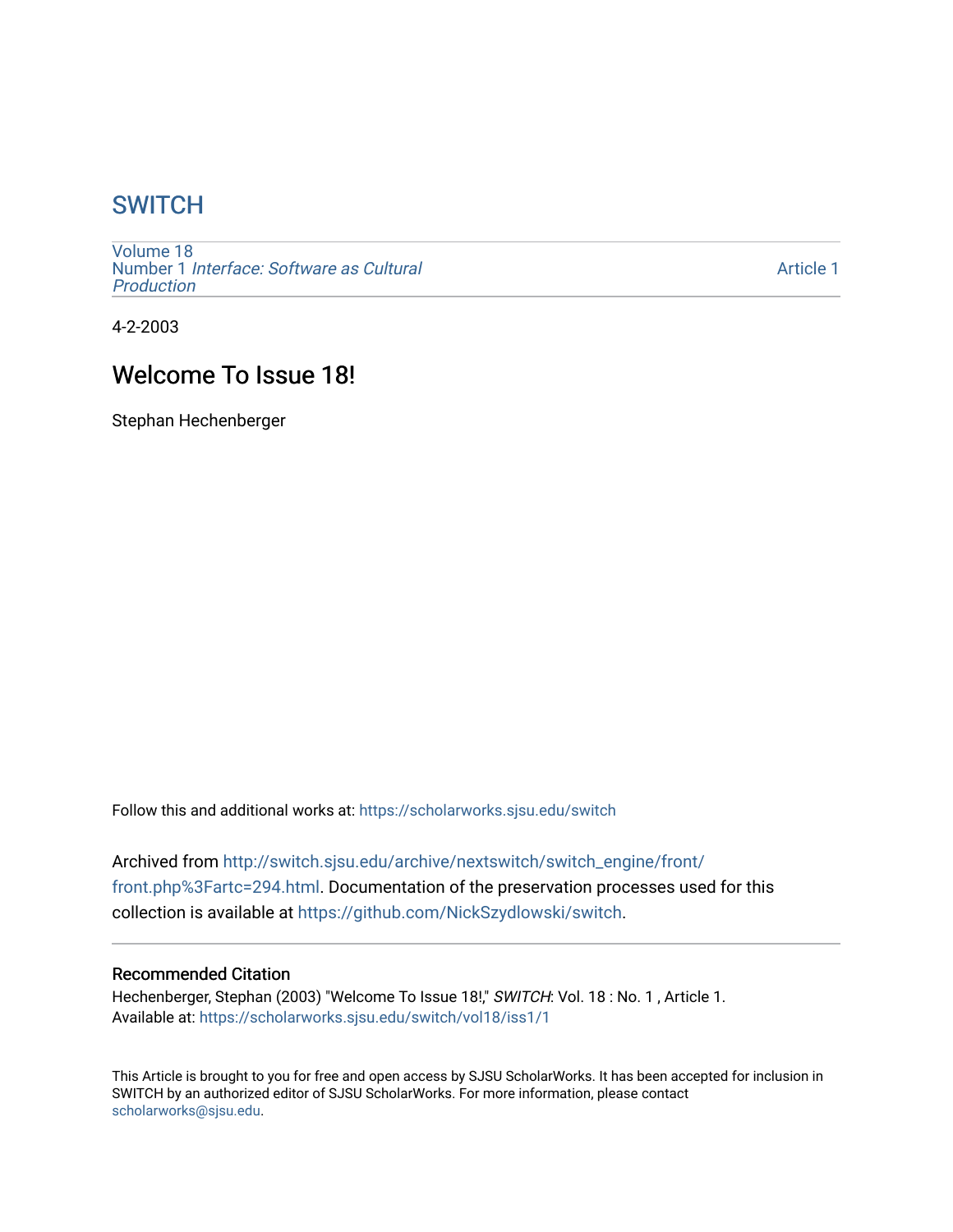# SWITCH

Volume 18
Number 1 *Interface: Software as Cultural Production*

Article 1

4-2-2003

## Welcome To Issue 18!

Stephan Hechenberger

Follow this and additional works at: https://scholarworks.sjsu.edu/switch

Archived from http://switch.sjsu.edu/archive/nextswitch/switch_engine/front/front.php%3Fartc=294.html. Documentation of the preservation processes used for this collection is available at https://github.com/NickSzydlowski/switch.

### Recommended Citation

Hechenberger, Stephan (2003) "Welcome To Issue 18!," *SWITCH*: Vol. 18 : No. 1 , Article 1.
Available at: https://scholarworks.sjsu.edu/switch/vol18/iss1/1

This Article is brought to you for free and open access by SJSU ScholarWorks. It has been accepted for inclusion in SWITCH by an authorized editor of SJSU ScholarWorks. For more information, please contact scholarworks@sjsu.edu.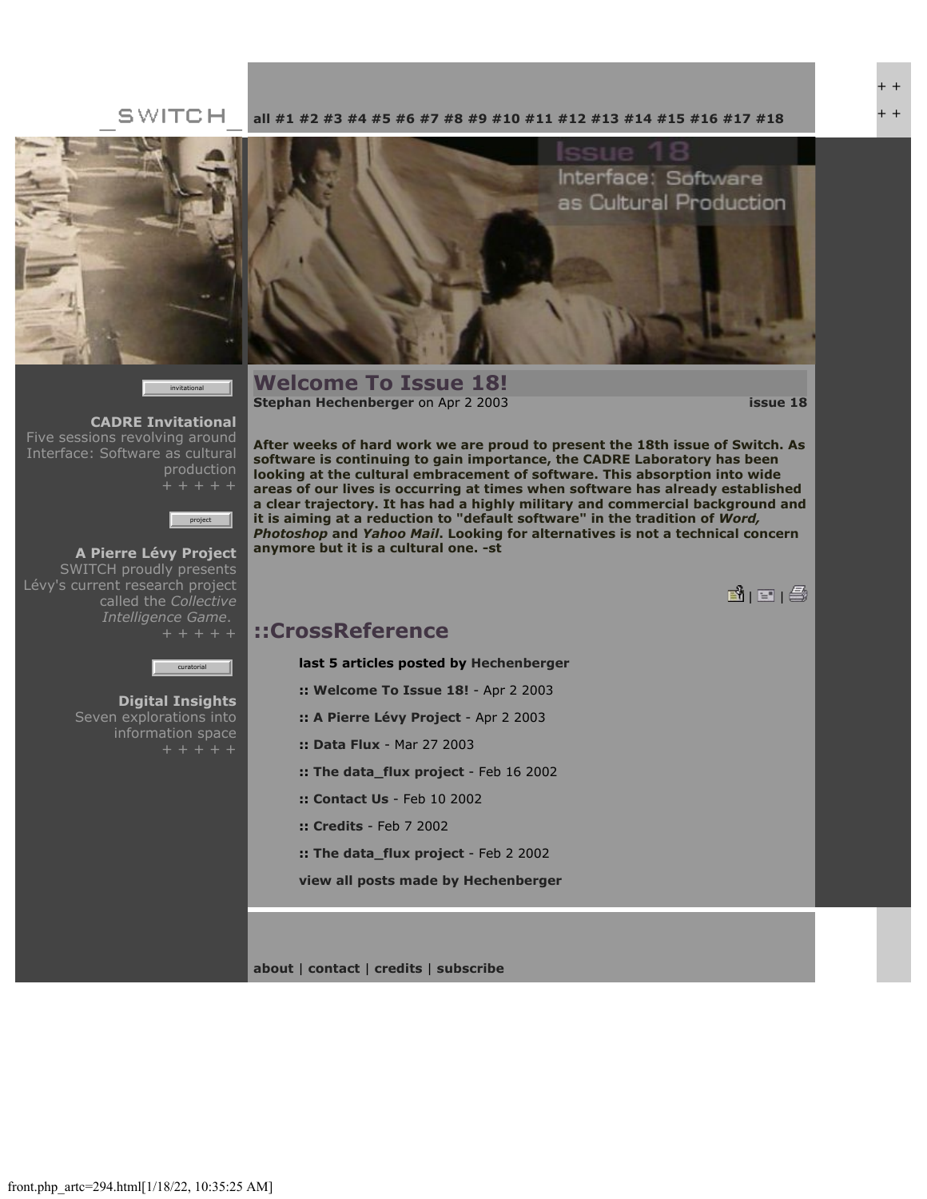_SWITCH_

all #1 #2 #3 #4 #5 #6 #7 #8 #9 #10 #11 #12 #13 #14 #15 #16 #17 #18

+ +

+ +

Issue 18
Interface: Software as Cultural Production

invitational

**CADRE Invitational**
Five sessions revolving around Interface: Software as cultural production
+ + + + +

project

**A Pierre Lévy Project**
SWITCH proudly presents Lévy's current research project called the *Collective Intelligence Game*.
+ + + + +

curatorial

**Digital Insights**
Seven explorations into information space
+ + + + +

# Welcome To Issue 18!

**Stephan Hechenberger** on Apr 2 2003 **issue 18**

**After weeks of hard work we are proud to present the 18th issue of Switch. As software is continuing to gain importance, the CADRE Laboratory has been looking at the cultural embracement of software. This absorption into wide areas of our lives is occurring at times when software has already established a clear trajectory. It has had a highly military and commercial background and it is aiming at a reduction to "default software" in the tradition of *Word, Photoshop* and *Yahoo Mail*. Looking for alternatives is not a technical concern anymore but it is a cultural one. -st**

| |

## ::CrossReference

**last 5 articles posted by Hechenberger**

**:: Welcome To Issue 18!** - Apr 2 2003

**:: A Pierre Lévy Project** - Apr 2 2003

**:: Data Flux** - Mar 27 2003

**:: The data_flux project** - Feb 16 2002

**:: Contact Us** - Feb 10 2002

**:: Credits** - Feb 7 2002

**:: The data_flux project** - Feb 2 2002

**view all posts made by Hechenberger**

**about** | **contact** | **credits** | **subscribe**